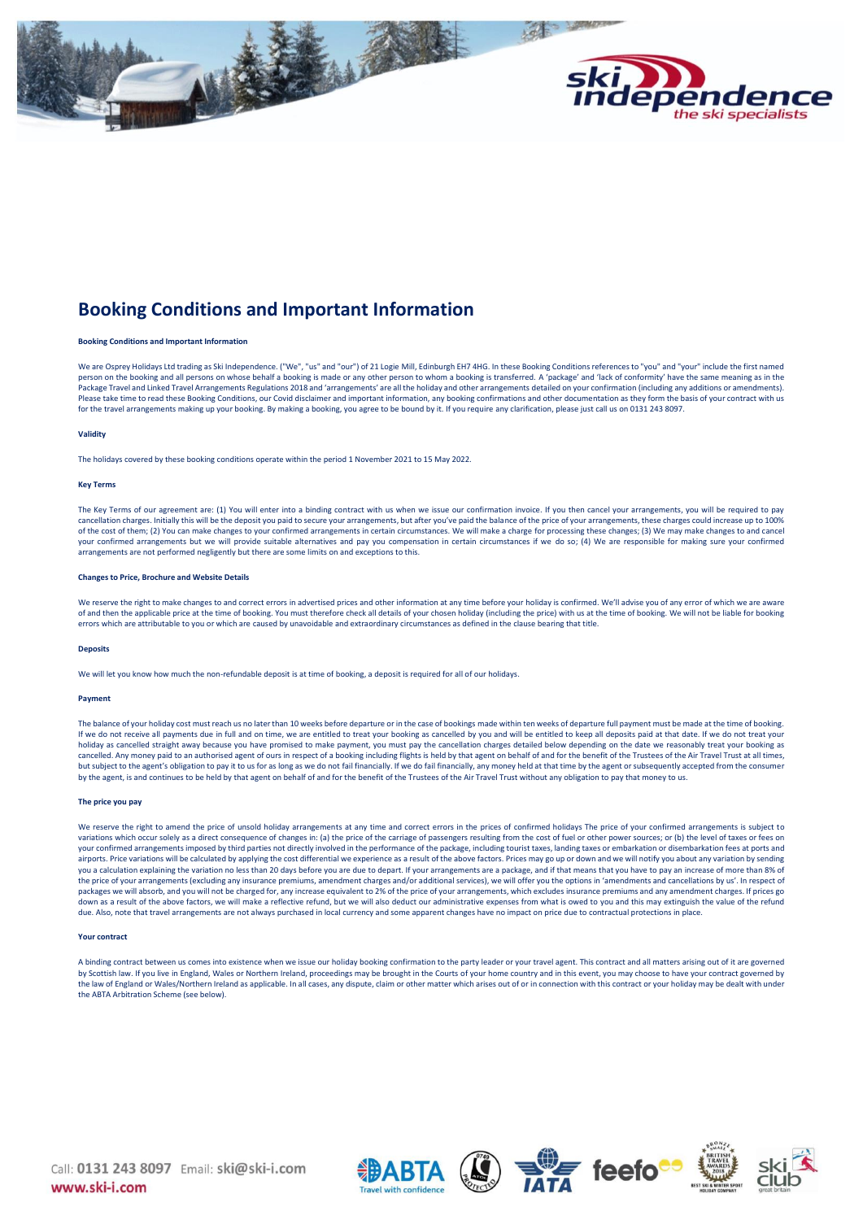# Booking Conditions and Important Information

**Booking Conditions and Important Information**

We are Osprey Holidays Ltd trading as Ski Independence. ("We", "us" and "our") of 21 Logie Mill, Edinburgh EH7 4HG. In these Booking Conditions references to "you" and "your" include the first named person on the booking and all persons on whose behalf a booking is made or any other person to whom a booking is transferred. A 'package' and 'lack of conformity' have the same meaning as in the Package Travel and Linked Travel Arrangements Regulations 2018 and 'arrangements' are all the holiday and other arrangements detailed on your confirmation (including any additions or amendments). Please take time to read these Booking Conditions, our Covid disclaimer and important information, any booking confirmations and other documentation as they form the basis of your contract with us for the travel arrangements making up your booking. By making a booking, you agree to be bound by it. If you require any clarification, please just call us on 0131 243 8097.

**Validity**

The holidays covered by these booking conditions operate within the period 1 November 2021 to 15 May 2022.

**Key Terms**

The Key Terms of our agreement are: (1) You will enter into a binding contract with us when we issue our confirmation invoice. If you then cancel your arrangements, you will be required to pay cancellation charges. Initially this will be the deposit you paid to secure your arrangements, but after you've paid the balance of the price of your arrangements, these charges could increase up to 100% of the cost of them; (2) You can make changes to your confirmed arrangements in certain circumstances. We will make a charge for processing these changes; (3) We may make changes to and cancel your confirmed arrangements but we will provide suitable alternatives and pay you compensation in certain circumstances if we do so; (4) We are responsible for making sure your confirmed arrangements are not performed negligently but there are some limits on and exceptions to this.

**Changes to Price, Brochure and Website Details**

We reserve the right to make changes to and correct errors in advertised prices and other information at any time before your holiday is confirmed. We'll advise you of any error of which we are aware of and then the applicable price at the time of booking. You must therefore check all details of your chosen holiday (including the price) with us at the time of booking. We will not be liable for booking errors which are attributable to you or which are caused by unavoidable and extraordinary circumstances as defined in the clause bearing that title.

**Deposits**

We will let you know how much the non-refundable deposit is at time of booking, a deposit is required for all of our holidays.

**Payment**

The balance of your holiday cost must reach us no later than 10 weeks before departure or in the case of bookings made within ten weeks of departure full payment must be made at the time of booking. If we do not receive all payments due in full and on time, we are entitled to treat your booking as cancelled by you and will be entitled to keep all deposits paid at that date. If we do not treat your holiday as cancelled straight away because you have promised to make payment, you must pay the cancellation charges detailed below depending on the date we reasonably treat your booking as cancelled. Any money paid to an authorised agent of ours in respect of a booking including flights is held by that agent on behalf of and for the benefit of the Trustees of the Air Travel Trust at all times, but subject to the agent's obligation to pay it to us for as long as we do not fail financially. If we do fail financially, any money held at that time by the agent or subsequently accepted from the consumer by the agent, is and continues to be held by that agent on behalf of and for the benefit of the Trustees of the Air Travel Trust without any obligation to pay that money to us.

**The price you pay**

We reserve the right to amend the price of unsold holiday arrangements at any time and correct errors in the prices of confirmed holidays The price of your confirmed arrangements is subject to variations which occur solely as a direct consequence of changes in: (a) the price of the carriage of passengers resulting from the cost of fuel or other power sources; or (b) the level of taxes or fees on your confirmed arrangements imposed by third parties not directly involved in the performance of the package, including tourist taxes, landing taxes or embarkation or disembarkation fees at ports and airports. Price variations will be calculated by applying the cost differential we experience as a result of the above factors. Prices may go up or down and we will notify you about any variation by sending you a calculation explaining the variation no less than 20 days before you are due to depart. If your arrangements are a package, and if that means that you have to pay an increase of more than 8% of the price of your arrangements (excluding any insurance premiums, amendment charges and/or additional services), we will offer you the options in 'amendments and cancellations by us'. In respect of packages we will absorb, and you will not be charged for, any increase equivalent to 2% of the price of your arrangements, which excludes insurance premiums and any amendment charges. If prices go down as a result of the above factors, we will make a reflective refund, but we will also deduct our administrative expenses from what is owed to you and this may extinguish the value of the refund due. Also, note that travel arrangements are not always purchased in local currency and some apparent changes have no impact on price due to contractual protections in place.

**Your contract**

A binding contract between us comes into existence when we issue our holiday booking confirmation to the party leader or your travel agent. This contract and all matters arising out of it are governed by Scottish law. If you live in England, Wales or Northern Ireland, proceedings may be brought in the Courts of your home country and in this event, you may choose to have your contract governed by the law of England or Wales/Northern Ireland as applicable. In all cases, any dispute, claim or other matter which arises out of or in connection with this contract or your holiday may be dealt with under the ABTA Arbitration Scheme (see below).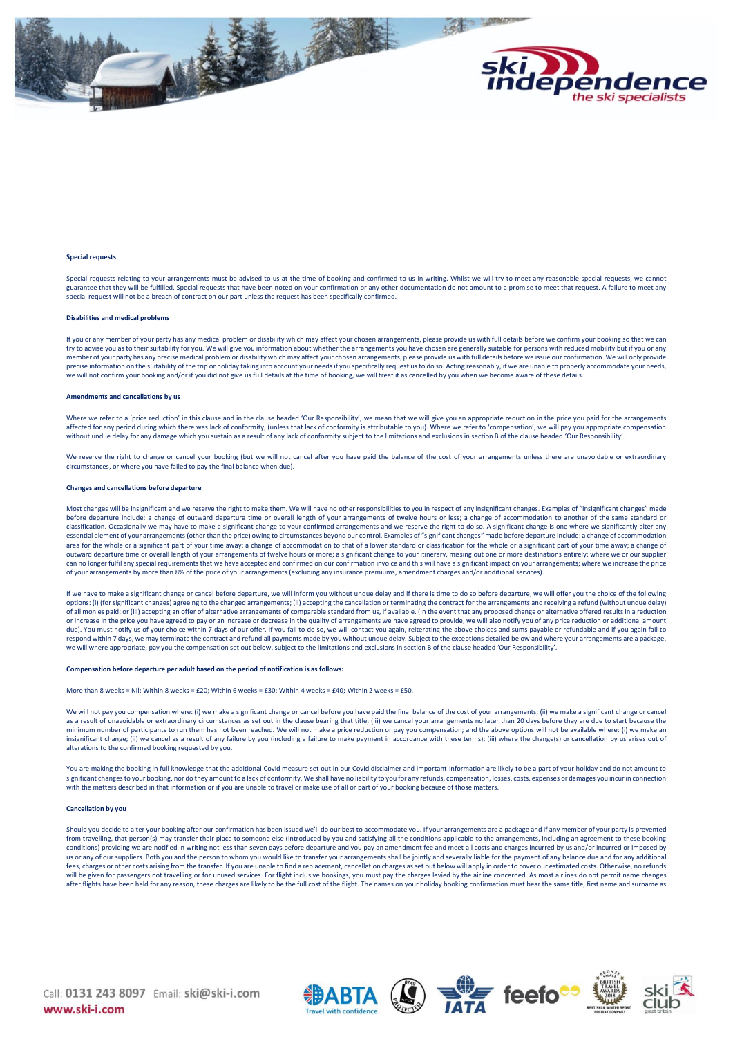**Special requests**

Special requests relating to your arrangements must be advised to us at the time of booking and confirmed to us in writing. Whilst we will try to meet any reasonable special requests, we cannot guarantee that they will be fulfilled. Special requests that have been noted on your confirmation or any other documentation do not amount to a promise to meet that request. A failure to meet any special request will not be a breach of contract on our part unless the request has been specifically confirmed.

**Disabilities and medical problems**

If you or any member of your party has any medical problem or disability which may affect your chosen arrangements, please provide us with full details before we confirm your booking so that we can try to advise you as to their suitability for you. We will give you information about whether the arrangements you have chosen are generally suitable for persons with reduced mobility but if you or any member of your party has any precise medical problem or disability which may affect your chosen arrangements, please provide us with full details before we issue our confirmation. We will only provide precise information on the suitability of the trip or holiday taking into account your needs if you specifically request us to do so. Acting reasonably, if we are unable to properly accommodate your needs, we will not confirm your booking and/or if you did not give us full details at the time of booking, we will treat it as cancelled by you when we become aware of these details.

**Amendments and cancellations by us**

Where we refer to a 'price reduction' in this clause and in the clause headed 'Our Responsibility', we mean that we will give you an appropriate reduction in the price you paid for the arrangements affected for any period during which there was lack of conformity, (unless that lack of conformity is attributable to you). Where we refer to 'compensation', we will pay you appropriate compensation without undue delay for any damage which you sustain as a result of any lack of conformity subject to the limitations and exclusions in section B of the clause headed 'Our Responsibility'.

We reserve the right to change or cancel your booking (but we will not cancel after you have paid the balance of the cost of your arrangements unless there are unavoidable or extraordinary circumstances, or where you have failed to pay the final balance when due).

**Changes and cancellations before departure**

Most changes will be insignificant and we reserve the right to make them. We will have no other responsibilities to you in respect of any insignificant changes. Examples of "insignificant changes" made before departure include: a change of outward departure time or overall length of your arrangements of twelve hours or less; a change of accommodation to another of the same standard or classification. Occasionally we may have to make a significant change to your confirmed arrangements and we reserve the right to do so. A significant change is one where we significantly alter any essential element of your arrangements (other than the price) owing to circumstances beyond our control. Examples of "significant changes" made before departure include: a change of accommodation area for the whole or a significant part of your time away; a change of accommodation to that of a lower standard or classification for the whole or a significant part of your time away; a change of outward departure time or overall length of your arrangements of twelve hours or more; a significant change to your itinerary, missing out one or more destinations entirely; where we or our supplier can no longer fulfil any special requirements that we have accepted and confirmed on our confirmation invoice and this will have a significant impact on your arrangements; where we increase the price of your arrangements by more than 8% of the price of your arrangements (excluding any insurance premiums, amendment charges and/or additional services).

If we have to make a significant change or cancel before departure, we will inform you without undue delay and if there is time to do so before departure, we will offer you the choice of the following options: (i) (for significant changes) agreeing to the changed arrangements; (ii) accepting the cancellation or terminating the contract for the arrangements and receiving a refund (without undue delay) of all monies paid; or (iii) accepting an offer of alternative arrangements of comparable standard from us, if available. (In the event that any proposed change or alternative offered results in a reduction or increase in the price you have agreed to pay or an increase or decrease in the quality of arrangements we have agreed to provide, we will also notify you of any price reduction or additional amount due). You must notify us of your choice within 7 days of our offer. If you fail to do so, we will contact you again, reiterating the above choices and sums payable or refundable and if you again fail to respond within 7 days, we may terminate the contract and refund all payments made by you without undue delay. Subject to the exceptions detailed below and where your arrangements are a package, we will where appropriate, pay you the compensation set out below, subject to the limitations and exclusions in section B of the clause headed 'Our Responsibility'.

**Compensation before departure per adult based on the period of notification is as follows:**

More than 8 weeks = Nil; Within 8 weeks = £20; Within 6 weeks = £30; Within 4 weeks = £40; Within 2 weeks = £50.

We will not pay you compensation where: (i) we make a significant change or cancel before you have paid the final balance of the cost of your arrangements; (ii) we make a significant change or cancel as a result of unavoidable or extraordinary circumstances as set out in the clause bearing that title; (iii) we cancel your arrangements no later than 20 days before they are due to start because the minimum number of participants to run them has not been reached. We will not make a price reduction or pay you compensation; and the above options will not be available where: (i) we make an insignificant change; (ii) we cancel as a result of any failure by you (including a failure to make payment in accordance with these terms); (iii) where the change(s) or cancellation by us arises out of alterations to the confirmed booking requested by you.

You are making the booking in full knowledge that the additional Covid measure set out in our Covid disclaimer and important information are likely to be a part of your holiday and do not amount to significant changes to your booking, nor do they amount to a lack of conformity. We shall have no liability to you for any refunds, compensation, losses, costs, expenses or damages you incur in connection with the matters described in that information or if you are unable to travel or make use of all or part of your booking because of those matters.

**Cancellation by you**

Should you decide to alter your booking after our confirmation has been issued we'll do our best to accommodate you. If your arrangements are a package and if any member of your party is prevented from travelling, that person(s) may transfer their place to someone else (introduced by you and satisfying all the conditions applicable to the arrangements, including an agreement to these booking conditions) providing we are notified in writing not less than seven days before departure and you pay an amendment fee and meet all costs and charges incurred by us and/or incurred or imposed by us or any of our suppliers. Both you and the person to whom you would like to transfer your arrangements shall be jointly and severally liable for the payment of any balance due and for any additional fees, charges or other costs arising from the transfer. If you are unable to find a replacement, cancellation charges as set out below will apply in order to cover our estimated costs. Otherwise, no refunds will be given for passengers not travelling or for unused services. For flight inclusive bookings, you must pay the charges levied by the airline concerned. As most airlines do not permit name changes after flights have been held for any reason, these charges are likely to be the full cost of the flight. The names on your holiday booking confirmation must bear the same title, first name and surname as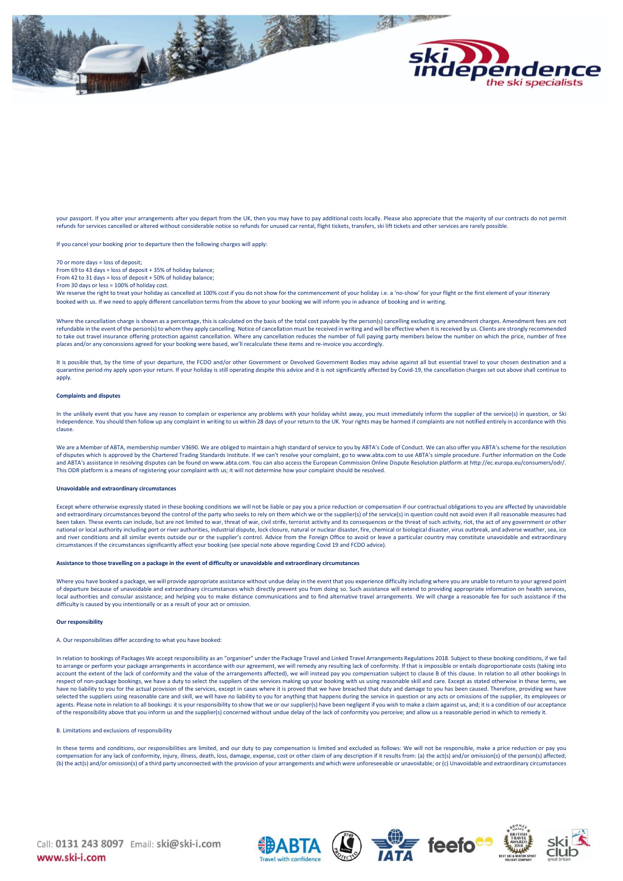your passport. If you alter your arrangements after you depart from the UK, then you may have to pay additional costs locally. Please also appreciate that the majority of our contracts do not permit refunds for services cancelled or altered without considerable notice so refunds for unused car rental, flight tickets, transfers, ski lift tickets and other services are rarely possible.

If you cancel your booking prior to departure then the following charges will apply:

70 or more days = loss of deposit;
From 69 to 43 days = loss of deposit + 35% of holiday balance;
From 42 to 31 days = loss of deposit + 50% of holiday balance;
From 30 days or less = 100% of holiday cost.
We reserve the right to treat your holiday as cancelled at 100% cost if you do not show for the commencement of your holiday i.e. a 'no-show' for your flight or the first element of your itinerary booked with us. If we need to apply different cancellation terms from the above to your booking we will inform you in advance of booking and in writing.

Where the cancellation charge is shown as a percentage, this is calculated on the basis of the total cost payable by the person(s) cancelling excluding any amendment charges. Amendment fees are not refundable in the event of the person(s) to whom they apply cancelling. Notice of cancellation must be received in writing and will be effective when it is received by us. Clients are strongly recommended to take out travel insurance offering protection against cancellation. Where any cancellation reduces the number of full paying party members below the number on which the price, number of free places and/or any concessions agreed for your booking were based, we'll recalculate these items and re-invoice you accordingly.

It is possible that, by the time of your departure, the FCDO and/or other Government or Devolved Government Bodies may advise against all but essential travel to your chosen destination and a quarantine period my apply upon your return. If your holiday is still operating despite this advice and it is not significantly affected by Covid-19, the cancellation charges set out above shall continue to apply.

**Complaints and disputes**

In the unlikely event that you have any reason to complain or experience any problems with your holiday whilst away, you must immediately inform the supplier of the service(s) in question, or Ski Independence. You should then follow up any complaint in writing to us within 28 days of your return to the UK. Your rights may be harmed if complaints are not notified entirely in accordance with this clause.

We are a Member of ABTA, membership number V3690. We are obliged to maintain a high standard of service to you by ABTA's Code of Conduct. We can also offer you ABTA's scheme for the resolution of disputes which is approved by the Chartered Trading Standards Institute. If we can't resolve your complaint, go to www.abta.com to use ABTA's simple procedure. Further information on the Code and ABTA's assistance in resolving disputes can be found on www.abta.com. You can also access the European Commission Online Dispute Resolution platform at http://ec.europa.eu/consumers/odr/. This ODR platform is a means of registering your complaint with us; it will not determine how your complaint should be resolved.

**Unavoidable and extraordinary circumstances**

Except where otherwise expressly stated in these booking conditions we will not be liable or pay you a price reduction or compensation if our contractual obligations to you are affected by unavoidable and extraordinary circumstances beyond the control of the party who seeks to rely on them which we or the supplier(s) of the service(s) in question could not avoid even if all reasonable measures had been taken. These events can include, but are not limited to war, threat of war, civil strife, terrorist activity and its consequences or the threat of such activity, riot, the act of any government or other national or local authority including port or river authorities, industrial dispute, lock closure, natural or nuclear disaster, fire, chemical or biological disaster, virus outbreak, and adverse weather, sea, ice and river conditions and all similar events outside our or the supplier's control. Advice from the Foreign Office to avoid or leave a particular country may constitute unavoidable and extraordinary circumstances if the circumstances significantly affect your booking (see special note above regarding Covid 19 and FCDO advice).

**Assistance to those travelling on a package in the event of difficulty or unavoidable and extraordinary circumstances**

Where you have booked a package, we will provide appropriate assistance without undue delay in the event that you experience difficulty including where you are unable to return to your agreed point of departure because of unavoidable and extraordinary circumstances which directly prevent you from doing so. Such assistance will extend to providing appropriate information on health services, local authorities and consular assistance; and helping you to make distance communications and to find alternative travel arrangements. We will charge a reasonable fee for such assistance if the difficulty is caused by you intentionally or as a result of your act or omission.

**Our responsibility**

A. Our responsibilities differ according to what you have booked:

In relation to bookings of Packages We accept responsibility as an "organiser" under the Package Travel and Linked Travel Arrangements Regulations 2018. Subject to these booking conditions, if we fail to arrange or perform your package arrangements in accordance with our agreement, we will remedy any resulting lack of conformity. If that is impossible or entails disproportionate costs (taking into account the extent of the lack of conformity and the value of the arrangements affected), we will instead pay you compensation subject to clause B of this clause. In relation to all other bookings In respect of non-package bookings, we have a duty to select the suppliers of the services making up your booking with us using reasonable skill and care. Except as stated otherwise in these terms, we have no liability to you for the actual provision of the services, except in cases where it is proved that we have breached that duty and damage to you has been caused. Therefore, providing we have selected the suppliers using reasonable care and skill, we will have no liability to you for anything that happens during the service in question or any acts or omissions of the supplier, its employees or agents. Please note in relation to all bookings: it is your responsibility to show that we or our supplier(s) have been negligent if you wish to make a claim against us, and; it is a condition of our acceptance of the responsibility above that you inform us and the supplier(s) concerned without undue delay of the lack of conformity you perceive; and allow us a reasonable period in which to remedy it.

B. Limitations and exclusions of responsibility

In these terms and conditions, our responsibilities are limited, and our duty to pay compensation is limited and excluded as follows: We will not be responsible, make a price reduction or pay you compensation for any lack of conformity, injury, illness, death, loss, damage, expense, cost or other claim of any description if it results from: (a) the act(s) and/or omission(s) of the person(s) affected; (b) the act(s) and/or omission(s) of a third party unconnected with the provision of your arrangements and which were unforeseeable or unavoidable; or (c) Unavoidable and extraordinary circumstances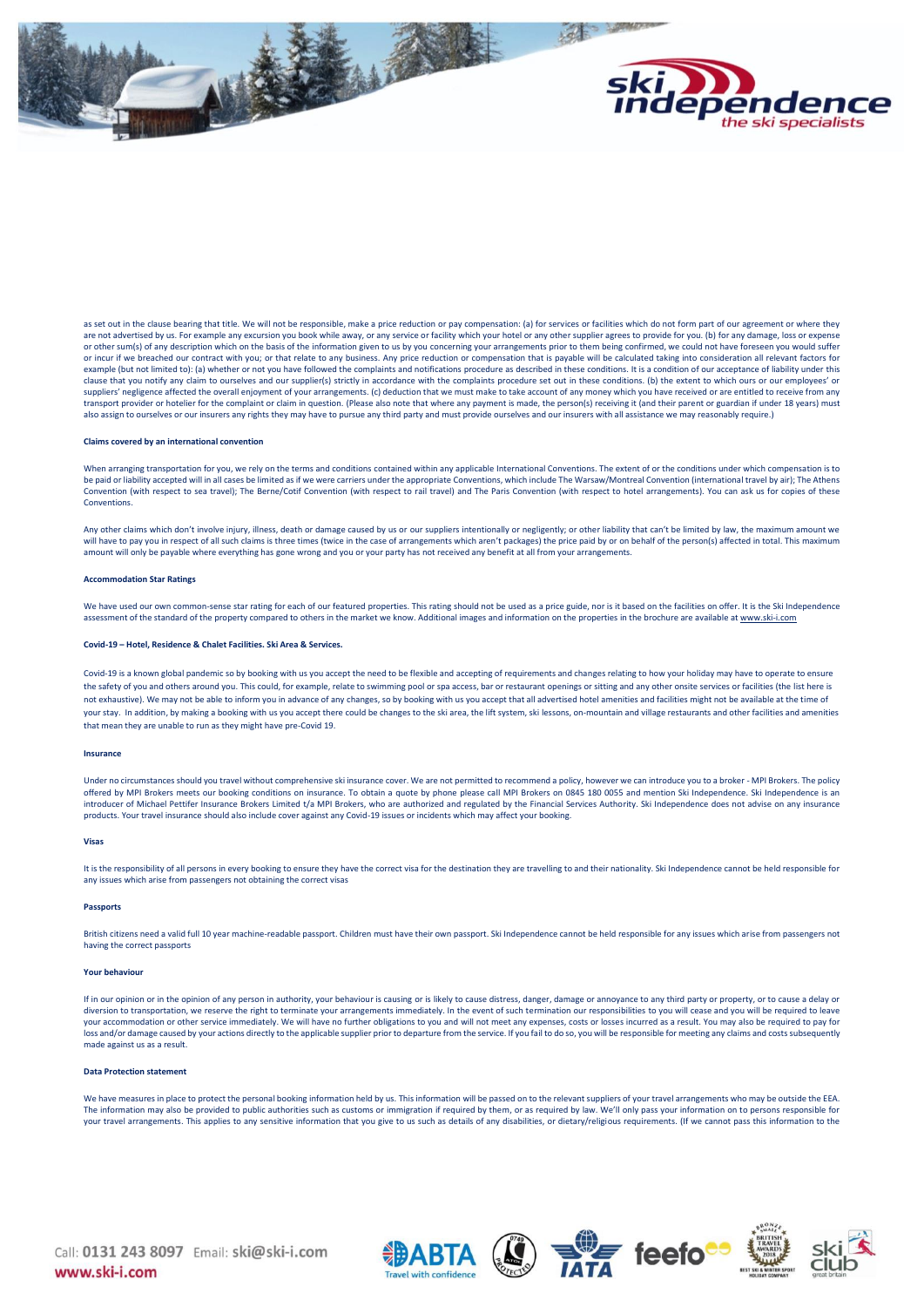as set out in the clause bearing that title. We will not be responsible, make a price reduction or pay compensation: (a) for services or facilities which do not form part of our agreement or where they are not advertised by us. For example any excursion you book while away, or any service or facility which your hotel or any other supplier agrees to provide for you. (b) for any damage, loss or expense or other sum(s) of any description which on the basis of the information given to us by you concerning your arrangements prior to them being confirmed, we could not have foreseen you would suffer or incur if we breached our contract with you; or that relate to any business. Any price reduction or compensation that is payable will be calculated taking into consideration all relevant factors for example (but not limited to): (a) whether or not you have followed the complaints and notifications procedure as described in these conditions. It is a condition of our acceptance of liability under this clause that you notify any claim to ourselves and our supplier(s) strictly in accordance with the complaints procedure set out in these conditions. (b) the extent to which ours or our employees' or suppliers' negligence affected the overall enjoyment of your arrangements. (c) deduction that we must make to take account of any money which you have received or are entitled to receive from any transport provider or hotelier for the complaint or claim in question. (Please also note that where any payment is made, the person(s) receiving it (and their parent or guardian if under 18 years) must also assign to ourselves or our insurers any rights they may have to pursue any third party and must provide ourselves and our insurers with all assistance we may reasonably require.)

**Claims covered by an international convention**

When arranging transportation for you, we rely on the terms and conditions contained within any applicable International Conventions. The extent of or the conditions under which compensation is to be paid or liability accepted will in all cases be limited as if we were carriers under the appropriate Conventions, which include The Warsaw/Montreal Convention (international travel by air); The Athens Convention (with respect to sea travel); The Berne/Cotif Convention (with respect to rail travel) and The Paris Convention (with respect to hotel arrangements). You can ask us for copies of these Conventions.

Any other claims which don't involve injury, illness, death or damage caused by us or our suppliers intentionally or negligently; or other liability that can't be limited by law, the maximum amount we will have to pay you in respect of all such claims is three times (twice in the case of arrangements which aren't packages) the price paid by or on behalf of the person(s) affected in total. This maximum amount will only be payable where everything has gone wrong and you or your party has not received any benefit at all from your arrangements.

**Accommodation Star Ratings**

We have used our own common-sense star rating for each of our featured properties. This rating should not be used as a price guide, nor is it based on the facilities on offer. It is the Ski Independence assessment of the standard of the property compared to others in the market we know. Additional images and information on the properties in the brochure are available at www.ski-i.com

**Covid-19 – Hotel, Residence & Chalet Facilities. Ski Area & Services.**

Covid-19 is a known global pandemic so by booking with us you accept the need to be flexible and accepting of requirements and changes relating to how your holiday may have to operate to ensure the safety of you and others around you. This could, for example, relate to swimming pool or spa access, bar or restaurant openings or sitting and any other onsite services or facilities (the list here is not exhaustive). We may not be able to inform you in advance of any changes, so by booking with us you accept that all advertised hotel amenities and facilities might not be available at the time of your stay. In addition, by making a booking with us you accept there could be changes to the ski area, the lift system, ski lessons, on-mountain and village restaurants and other facilities and amenities that mean they are unable to run as they might have pre-Covid 19.

**Insurance**

Under no circumstances should you travel without comprehensive ski insurance cover. We are not permitted to recommend a policy, however we can introduce you to a broker - MPI Brokers. The policy offered by MPI Brokers meets our booking conditions on insurance. To obtain a quote by phone please call MPI Brokers on 0845 180 0055 and mention Ski Independence. Ski Independence is an introducer of Michael Pettifer Insurance Brokers Limited t/a MPI Brokers, who are authorized and regulated by the Financial Services Authority. Ski Independence does not advise on any insurance products. Your travel insurance should also include cover against any Covid-19 issues or incidents which may affect your booking.

**Visas**

It is the responsibility of all persons in every booking to ensure they have the correct visa for the destination they are travelling to and their nationality. Ski Independence cannot be held responsible for any issues which arise from passengers not obtaining the correct visas

**Passports**

British citizens need a valid full 10 year machine-readable passport. Children must have their own passport. Ski Independence cannot be held responsible for any issues which arise from passengers not having the correct passports

**Your behaviour**

If in our opinion or in the opinion of any person in authority, your behaviour is causing or is likely to cause distress, danger, damage or annoyance to any third party or property, or to cause a delay or diversion to transportation, we reserve the right to terminate your arrangements immediately. In the event of such termination our responsibilities to you will cease and you will be required to leave your accommodation or other service immediately. We will have no further obligations to you and will not meet any expenses, costs or losses incurred as a result. You may also be required to pay for loss and/or damage caused by your actions directly to the applicable supplier prior to departure from the service. If you fail to do so, you will be responsible for meeting any claims and costs subsequently made against us as a result.

**Data Protection statement**

We have measures in place to protect the personal booking information held by us. This information will be passed on to the relevant suppliers of your travel arrangements who may be outside the EEA. The information may also be provided to public authorities such as customs or immigration if required by them, or as required by law. We'll only pass your information on to persons responsible for your travel arrangements. This applies to any sensitive information that you give to us such as details of any disabilities, or dietary/religious requirements. (If we cannot pass this information to the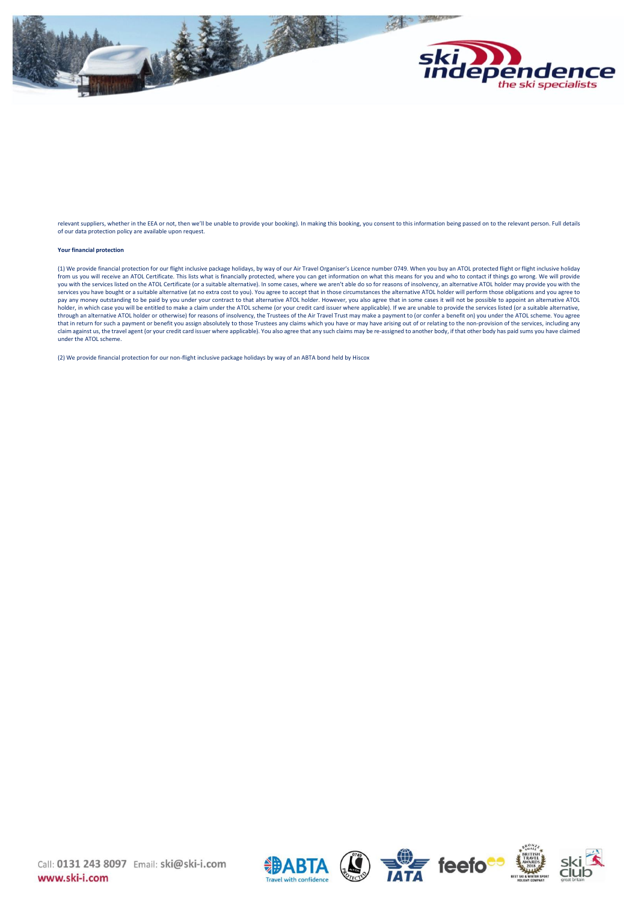relevant suppliers, whether in the EEA or not, then we'll be unable to provide your booking). In making this booking, you consent to this information being passed on to the relevant person. Full details of our data protection policy are available upon request.

**Your financial protection**

(1) We provide financial protection for our flight inclusive package holidays, by way of our Air Travel Organiser's Licence number 0749. When you buy an ATOL protected flight or flight inclusive holiday from us you will receive an ATOL Certificate. This lists what is financially protected, where you can get information on what this means for you and who to contact if things go wrong. We will provide you with the services listed on the ATOL Certificate (or a suitable alternative). In some cases, where we aren't able do so for reasons of insolvency, an alternative ATOL holder may provide you with the services you have bought or a suitable alternative (at no extra cost to you). You agree to accept that in those circumstances the alternative ATOL holder will perform those obligations and you agree to pay any money outstanding to be paid by you under your contract to that alternative ATOL holder. However, you also agree that in some cases it will not be possible to appoint an alternative ATOL holder, in which case you will be entitled to make a claim under the ATOL scheme (or your credit card issuer where applicable). If we are unable to provide the services listed (or a suitable alternative, through an alternative ATOL holder or otherwise) for reasons of insolvency, the Trustees of the Air Travel Trust may make a payment to (or confer a benefit on) you under the ATOL scheme. You agree that in return for such a payment or benefit you assign absolutely to those Trustees any claims which you have or may have arising out of or relating to the non-provision of the services, including any claim against us, the travel agent (or your credit card issuer where applicable). You also agree that any such claims may be re-assigned to another body, if that other body has paid sums you have claimed under the ATOL scheme.

(2) We provide financial protection for our non-flight inclusive package holidays by way of an ABTA bond held by Hiscox